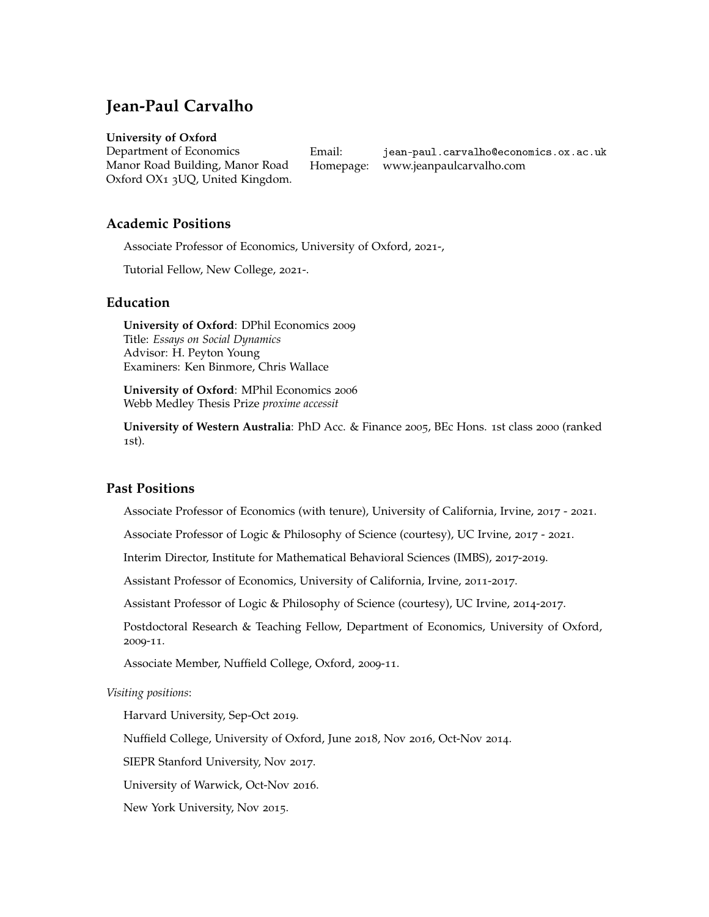# Jean-Paul Carvalho

**University of Oxford**
Department of Economics
Manor Road Building, Manor Road
Oxford OX1 3UQ, United Kingdom.

Email: jean-paul.carvalho@economics.ox.ac.uk
Homepage: www.jeanpaulcarvalho.com

## Academic Positions

Associate Professor of Economics, University of Oxford, 2021-,

Tutorial Fellow, New College, 2021-.

## Education

**University of Oxford**: DPhil Economics 2009
Title: *Essays on Social Dynamics*
Advisor: H. Peyton Young
Examiners: Ken Binmore, Chris Wallace

**University of Oxford**: MPhil Economics 2006
Webb Medley Thesis Prize *proxime accessit*

**University of Western Australia**: PhD Acc. & Finance 2005, BEc Hons. 1st class 2000 (ranked 1st).

## Past Positions

Associate Professor of Economics (with tenure), University of California, Irvine, 2017 - 2021.

Associate Professor of Logic & Philosophy of Science (courtesy), UC Irvine, 2017 - 2021.

Interim Director, Institute for Mathematical Behavioral Sciences (IMBS), 2017-2019.

Assistant Professor of Economics, University of California, Irvine, 2011-2017.

Assistant Professor of Logic & Philosophy of Science (courtesy), UC Irvine, 2014-2017.

Postdoctoral Research & Teaching Fellow, Department of Economics, University of Oxford, 2009-11.

Associate Member, Nuffield College, Oxford, 2009-11.

*Visiting positions*:

Harvard University, Sep-Oct 2019.

Nuffield College, University of Oxford, June 2018, Nov 2016, Oct-Nov 2014.

SIEPR Stanford University, Nov 2017.

University of Warwick, Oct-Nov 2016.

New York University, Nov 2015.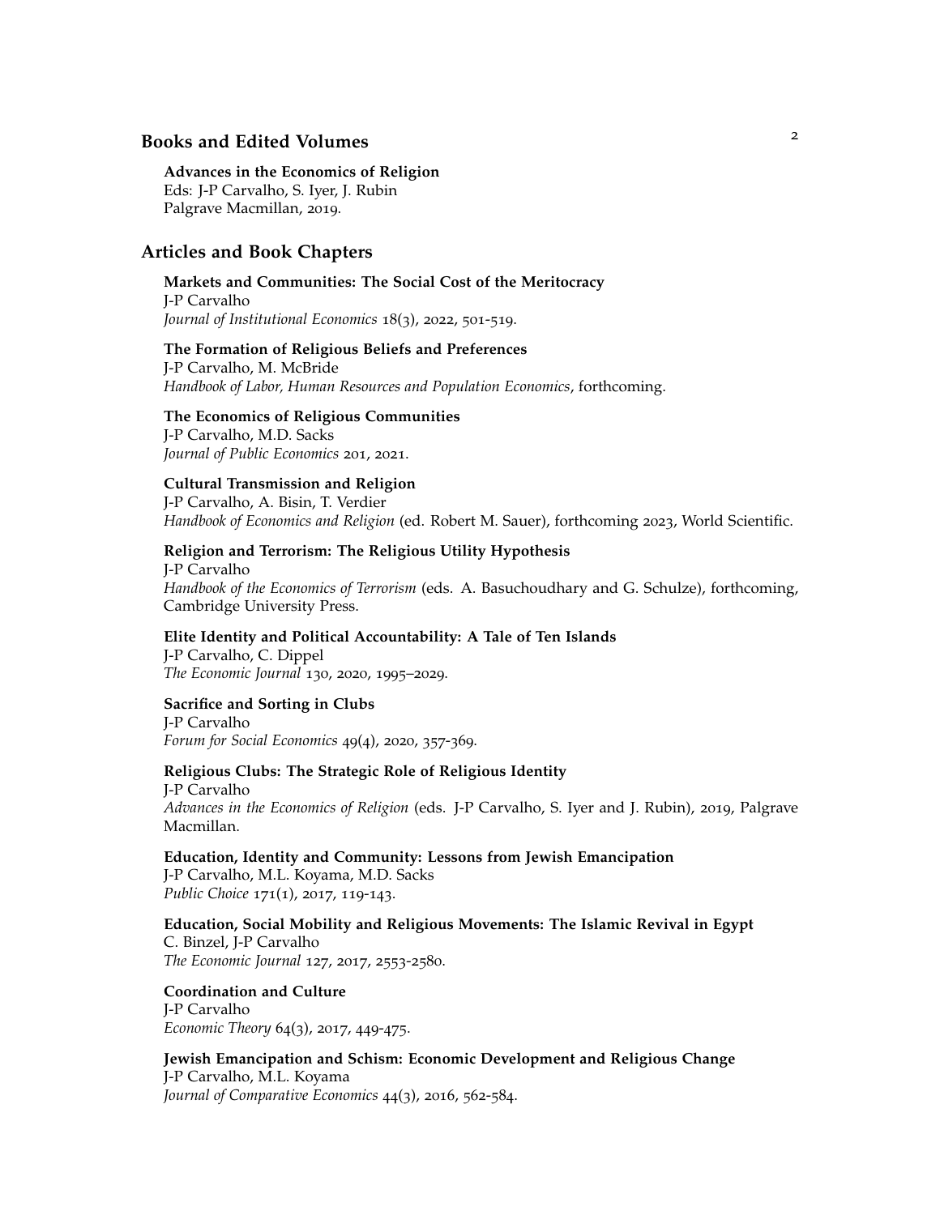## Books and Edited Volumes

**Advances in the Economics of Religion**
Eds: J-P Carvalho, S. Iyer, J. Rubin
Palgrave Macmillan, 2019.

## Articles and Book Chapters

**Markets and Communities: The Social Cost of the Meritocracy**
J-P Carvalho
*Journal of Institutional Economics* 18(3), 2022, 501-519.

**The Formation of Religious Beliefs and Preferences**
J-P Carvalho, M. McBride
*Handbook of Labor, Human Resources and Population Economics*, forthcoming.

**The Economics of Religious Communities**
J-P Carvalho, M.D. Sacks
*Journal of Public Economics* 201, 2021.

**Cultural Transmission and Religion**
J-P Carvalho, A. Bisin, T. Verdier
*Handbook of Economics and Religion* (ed. Robert M. Sauer), forthcoming 2023, World Scientific.

**Religion and Terrorism: The Religious Utility Hypothesis**
J-P Carvalho
*Handbook of the Economics of Terrorism* (eds. A. Basuchoudhary and G. Schulze), forthcoming, Cambridge University Press.

**Elite Identity and Political Accountability: A Tale of Ten Islands**
J-P Carvalho, C. Dippel
*The Economic Journal* 130, 2020, 1995–2029.

**Sacrifice and Sorting in Clubs**
J-P Carvalho
*Forum for Social Economics* 49(4), 2020, 357-369.

**Religious Clubs: The Strategic Role of Religious Identity**
J-P Carvalho
*Advances in the Economics of Religion* (eds. J-P Carvalho, S. Iyer and J. Rubin), 2019, Palgrave Macmillan.

**Education, Identity and Community: Lessons from Jewish Emancipation**
J-P Carvalho, M.L. Koyama, M.D. Sacks
*Public Choice* 171(1), 2017, 119-143.

**Education, Social Mobility and Religious Movements: The Islamic Revival in Egypt**
C. Binzel, J-P Carvalho
*The Economic Journal* 127, 2017, 2553-2580.

**Coordination and Culture**
J-P Carvalho
*Economic Theory* 64(3), 2017, 449-475.

**Jewish Emancipation and Schism: Economic Development and Religious Change**
J-P Carvalho, M.L. Koyama
*Journal of Comparative Economics* 44(3), 2016, 562-584.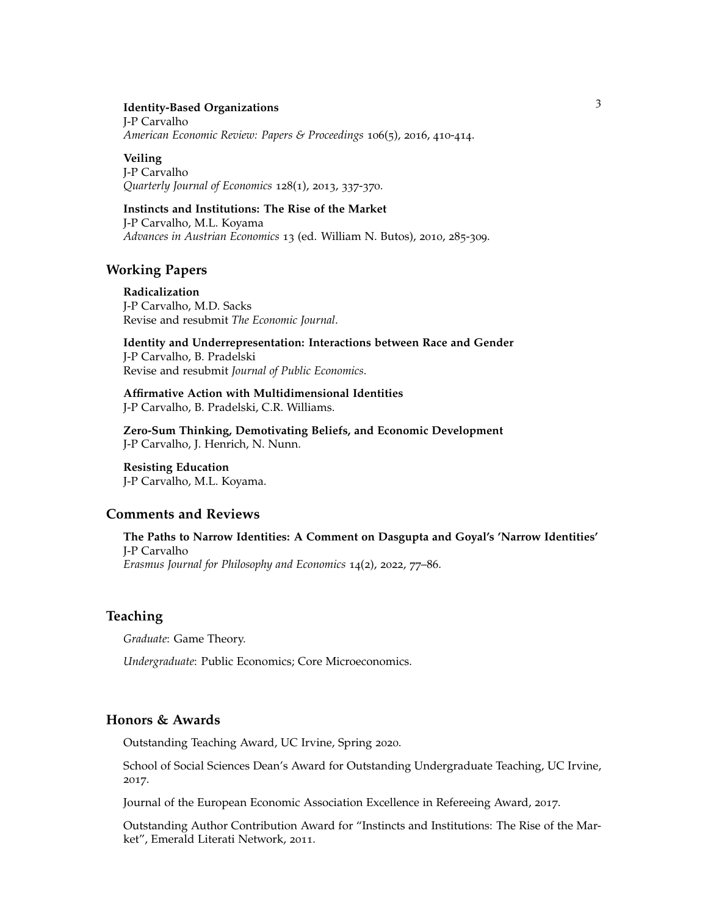**Identity-Based Organizations**
J-P Carvalho
*American Economic Review: Papers & Proceedings* 106(5), 2016, 410-414.

**Veiling**
J-P Carvalho
*Quarterly Journal of Economics* 128(1), 2013, 337-370.

**Instincts and Institutions: The Rise of the Market**
J-P Carvalho, M.L. Koyama
*Advances in Austrian Economics* 13 (ed. William N. Butos), 2010, 285-309.

## Working Papers

**Radicalization**
J-P Carvalho, M.D. Sacks
Revise and resubmit *The Economic Journal*.

**Identity and Underrepresentation: Interactions between Race and Gender**
J-P Carvalho, B. Pradelski
Revise and resubmit *Journal of Public Economics*.

**Affirmative Action with Multidimensional Identities**
J-P Carvalho, B. Pradelski, C.R. Williams.

**Zero-Sum Thinking, Demotivating Beliefs, and Economic Development**
J-P Carvalho, J. Henrich, N. Nunn.

**Resisting Education**
J-P Carvalho, M.L. Koyama.

## Comments and Reviews

**The Paths to Narrow Identities: A Comment on Dasgupta and Goyal's 'Narrow Identities'**
J-P Carvalho
*Erasmus Journal for Philosophy and Economics* 14(2), 2022, 77–86.

## Teaching

*Graduate*: Game Theory.

*Undergraduate*: Public Economics; Core Microeconomics.

## Honors & Awards

Outstanding Teaching Award, UC Irvine, Spring 2020.

School of Social Sciences Dean's Award for Outstanding Undergraduate Teaching, UC Irvine, 2017.

Journal of the European Economic Association Excellence in Refereeing Award, 2017.

Outstanding Author Contribution Award for "Instincts and Institutions: The Rise of the Market", Emerald Literati Network, 2011.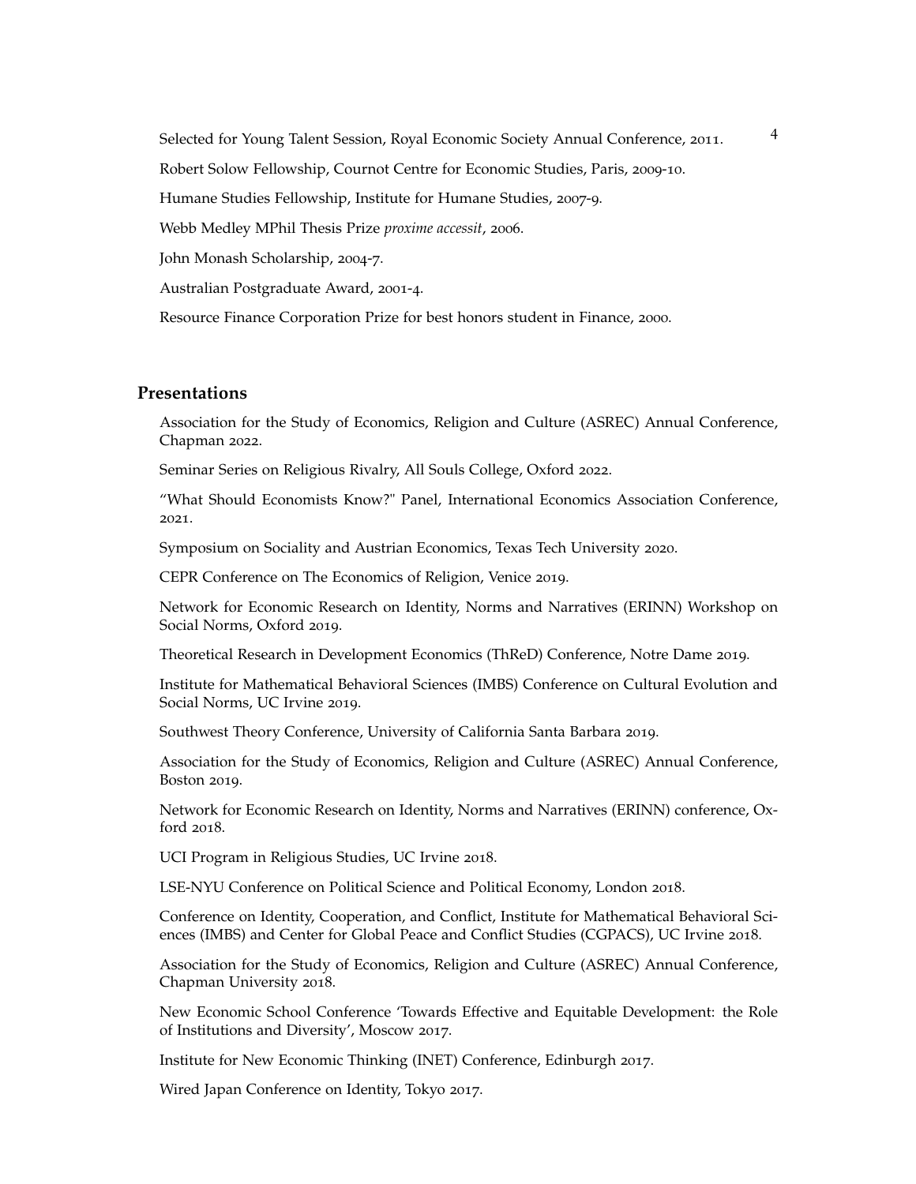Selected for Young Talent Session, Royal Economic Society Annual Conference, 2011.

Robert Solow Fellowship, Cournot Centre for Economic Studies, Paris, 2009-10.

Humane Studies Fellowship, Institute for Humane Studies, 2007-9.

Webb Medley MPhil Thesis Prize *proxime accessit*, 2006.

John Monash Scholarship, 2004-7.

Australian Postgraduate Award, 2001-4.

Resource Finance Corporation Prize for best honors student in Finance, 2000.

## Presentations

Association for the Study of Economics, Religion and Culture (ASREC) Annual Conference, Chapman 2022.

Seminar Series on Religious Rivalry, All Souls College, Oxford 2022.

"What Should Economists Know?" Panel, International Economics Association Conference, 2021.

Symposium on Sociality and Austrian Economics, Texas Tech University 2020.

CEPR Conference on The Economics of Religion, Venice 2019.

Network for Economic Research on Identity, Norms and Narratives (ERINN) Workshop on Social Norms, Oxford 2019.

Theoretical Research in Development Economics (ThReD) Conference, Notre Dame 2019.

Institute for Mathematical Behavioral Sciences (IMBS) Conference on Cultural Evolution and Social Norms, UC Irvine 2019.

Southwest Theory Conference, University of California Santa Barbara 2019.

Association for the Study of Economics, Religion and Culture (ASREC) Annual Conference, Boston 2019.

Network for Economic Research on Identity, Norms and Narratives (ERINN) conference, Oxford 2018.

UCI Program in Religious Studies, UC Irvine 2018.

LSE-NYU Conference on Political Science and Political Economy, London 2018.

Conference on Identity, Cooperation, and Conflict, Institute for Mathematical Behavioral Sciences (IMBS) and Center for Global Peace and Conflict Studies (CGPACS), UC Irvine 2018.

Association for the Study of Economics, Religion and Culture (ASREC) Annual Conference, Chapman University 2018.

New Economic School Conference 'Towards Effective and Equitable Development: the Role of Institutions and Diversity', Moscow 2017.

Institute for New Economic Thinking (INET) Conference, Edinburgh 2017.

Wired Japan Conference on Identity, Tokyo 2017.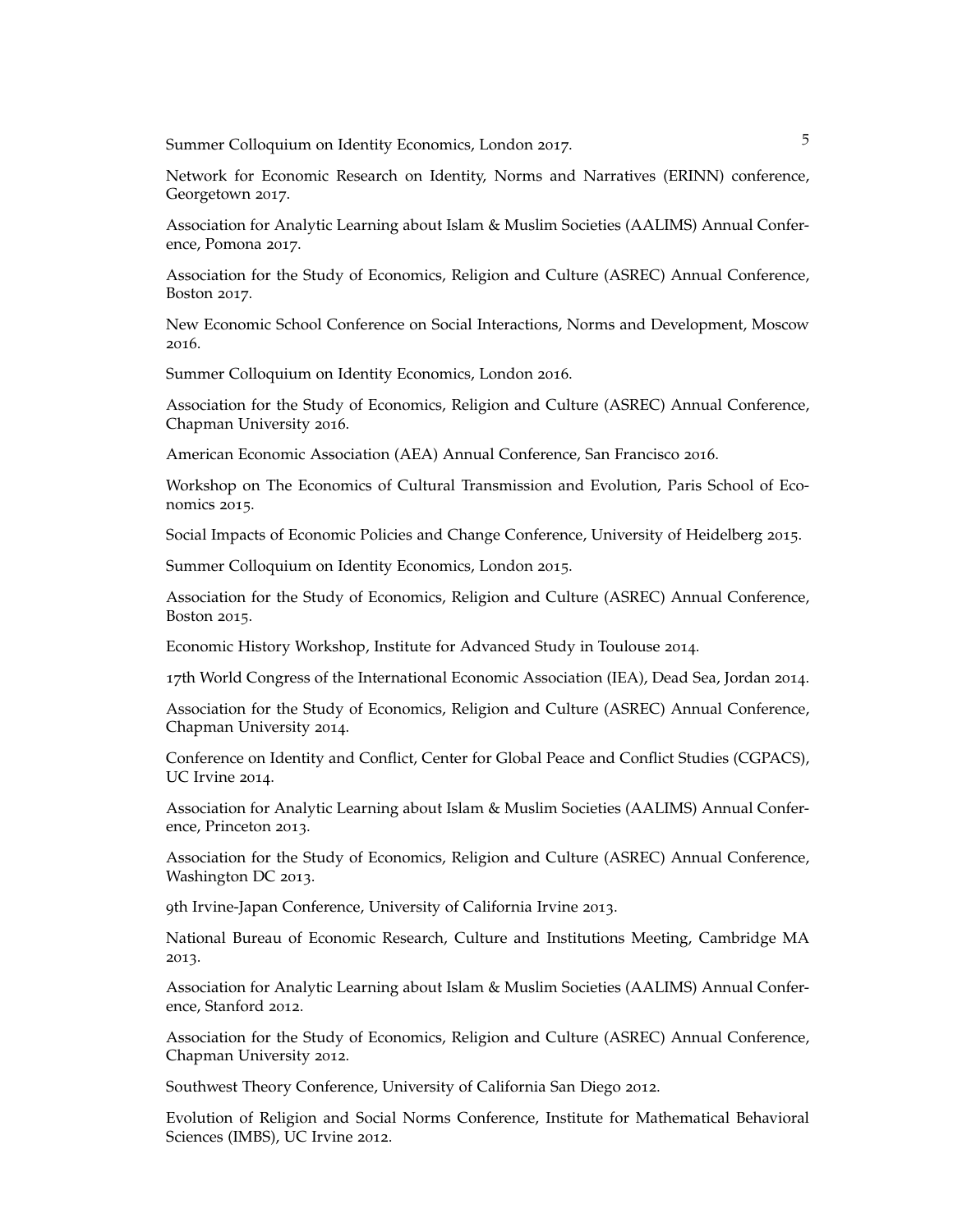Summer Colloquium on Identity Economics, London 2017.

Network for Economic Research on Identity, Norms and Narratives (ERINN) conference, Georgetown 2017.

Association for Analytic Learning about Islam & Muslim Societies (AALIMS) Annual Conference, Pomona 2017.

Association for the Study of Economics, Religion and Culture (ASREC) Annual Conference, Boston 2017.

New Economic School Conference on Social Interactions, Norms and Development, Moscow 2016.

Summer Colloquium on Identity Economics, London 2016.

Association for the Study of Economics, Religion and Culture (ASREC) Annual Conference, Chapman University 2016.

American Economic Association (AEA) Annual Conference, San Francisco 2016.

Workshop on The Economics of Cultural Transmission and Evolution, Paris School of Economics 2015.

Social Impacts of Economic Policies and Change Conference, University of Heidelberg 2015.

Summer Colloquium on Identity Economics, London 2015.

Association for the Study of Economics, Religion and Culture (ASREC) Annual Conference, Boston 2015.

Economic History Workshop, Institute for Advanced Study in Toulouse 2014.

17th World Congress of the International Economic Association (IEA), Dead Sea, Jordan 2014.

Association for the Study of Economics, Religion and Culture (ASREC) Annual Conference, Chapman University 2014.

Conference on Identity and Conflict, Center for Global Peace and Conflict Studies (CGPACS), UC Irvine 2014.

Association for Analytic Learning about Islam & Muslim Societies (AALIMS) Annual Conference, Princeton 2013.

Association for the Study of Economics, Religion and Culture (ASREC) Annual Conference, Washington DC 2013.

9th Irvine-Japan Conference, University of California Irvine 2013.

National Bureau of Economic Research, Culture and Institutions Meeting, Cambridge MA 2013.

Association for Analytic Learning about Islam & Muslim Societies (AALIMS) Annual Conference, Stanford 2012.

Association for the Study of Economics, Religion and Culture (ASREC) Annual Conference, Chapman University 2012.

Southwest Theory Conference, University of California San Diego 2012.

Evolution of Religion and Social Norms Conference, Institute for Mathematical Behavioral Sciences (IMBS), UC Irvine 2012.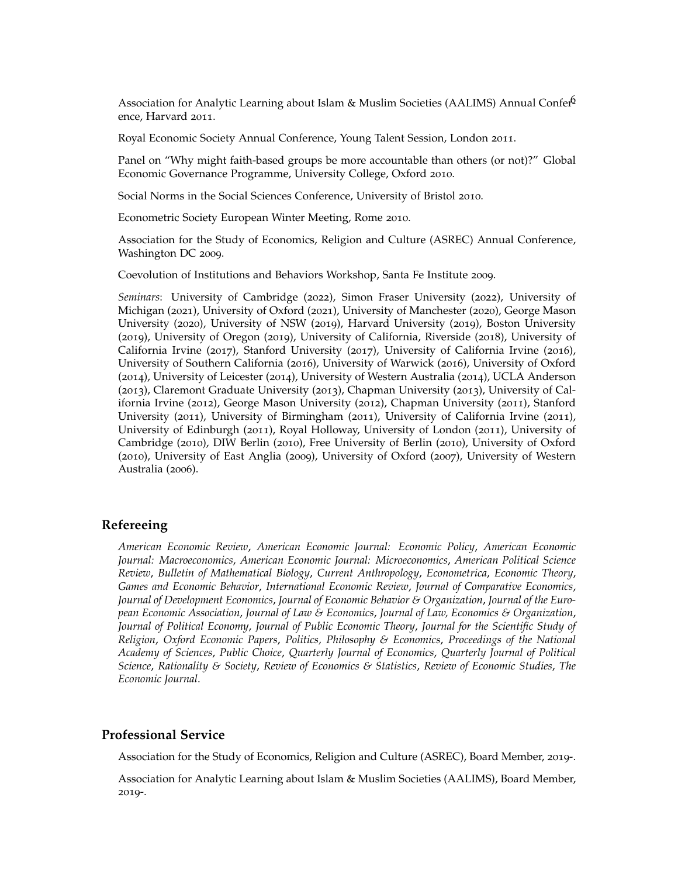Association for Analytic Learning about Islam & Muslim Societies (AALIMS) Annual Conference, Harvard 2011.

Royal Economic Society Annual Conference, Young Talent Session, London 2011.

Panel on "Why might faith-based groups be more accountable than others (or not)?" Global Economic Governance Programme, University College, Oxford 2010.

Social Norms in the Social Sciences Conference, University of Bristol 2010.

Econometric Society European Winter Meeting, Rome 2010.

Association for the Study of Economics, Religion and Culture (ASREC) Annual Conference, Washington DC 2009.

Coevolution of Institutions and Behaviors Workshop, Santa Fe Institute 2009.

*Seminars*: University of Cambridge (2022), Simon Fraser University (2022), University of Michigan (2021), University of Oxford (2021), University of Manchester (2020), George Mason University (2020), University of NSW (2019), Harvard University (2019), Boston University (2019), University of Oregon (2019), University of California, Riverside (2018), University of California Irvine (2017), Stanford University (2017), University of California Irvine (2016), University of Southern California (2016), University of Warwick (2016), University of Oxford (2014), University of Leicester (2014), University of Western Australia (2014), UCLA Anderson (2013), Claremont Graduate University (2013), Chapman University (2013), University of California Irvine (2012), George Mason University (2012), Chapman University (2011), Stanford University (2011), University of Birmingham (2011), University of California Irvine (2011), University of Edinburgh (2011), Royal Holloway, University of London (2011), University of Cambridge (2010), DIW Berlin (2010), Free University of Berlin (2010), University of Oxford (2010), University of East Anglia (2009), University of Oxford (2007), University of Western Australia (2006).

## Refereeing

*American Economic Review*, *American Economic Journal: Economic Policy*, *American Economic Journal: Macroeconomics*, *American Economic Journal: Microeconomics*, *American Political Science Review*, *Bulletin of Mathematical Biology*, *Current Anthropology*, *Econometrica*, *Economic Theory*, *Games and Economic Behavior*, *International Economic Review*, *Journal of Comparative Economics*, *Journal of Development Economics*, *Journal of Economic Behavior & Organization*, *Journal of the European Economic Association*, *Journal of Law & Economics*, *Journal of Law, Economics & Organization*, *Journal of Political Economy*, *Journal of Public Economic Theory*, *Journal for the Scientific Study of Religion*, *Oxford Economic Papers*, *Politics, Philosophy & Economics*, *Proceedings of the National Academy of Sciences*, *Public Choice*, *Quarterly Journal of Economics*, *Quarterly Journal of Political Science*, *Rationality & Society*, *Review of Economics & Statistics*, *Review of Economic Studies*, *The Economic Journal*.

## Professional Service

Association for the Study of Economics, Religion and Culture (ASREC), Board Member, 2019-.

Association for Analytic Learning about Islam & Muslim Societies (AALIMS), Board Member, 2019-.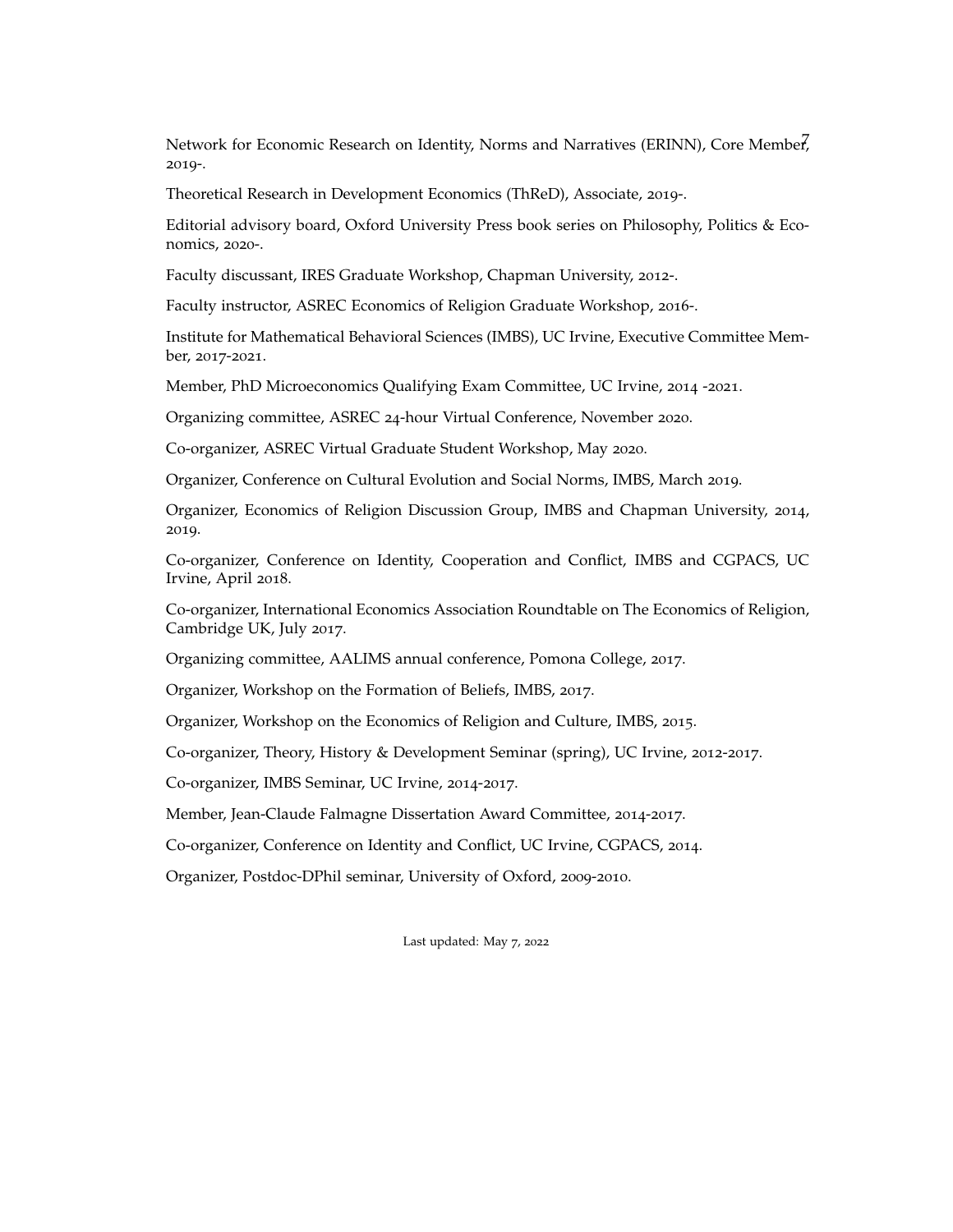Network for Economic Research on Identity, Norms and Narratives (ERINN), Core Member, 2019-.

Theoretical Research in Development Economics (ThReD), Associate, 2019-.

Editorial advisory board, Oxford University Press book series on Philosophy, Politics & Economics, 2020-.

Faculty discussant, IRES Graduate Workshop, Chapman University, 2012-.

Faculty instructor, ASREC Economics of Religion Graduate Workshop, 2016-.

Institute for Mathematical Behavioral Sciences (IMBS), UC Irvine, Executive Committee Member, 2017-2021.

Member, PhD Microeconomics Qualifying Exam Committee, UC Irvine, 2014 -2021.

Organizing committee, ASREC 24-hour Virtual Conference, November 2020.

Co-organizer, ASREC Virtual Graduate Student Workshop, May 2020.

Organizer, Conference on Cultural Evolution and Social Norms, IMBS, March 2019.

Organizer, Economics of Religion Discussion Group, IMBS and Chapman University, 2014, 2019.

Co-organizer, Conference on Identity, Cooperation and Conflict, IMBS and CGPACS, UC Irvine, April 2018.

Co-organizer, International Economics Association Roundtable on The Economics of Religion, Cambridge UK, July 2017.

Organizing committee, AALIMS annual conference, Pomona College, 2017.

Organizer, Workshop on the Formation of Beliefs, IMBS, 2017.

Organizer, Workshop on the Economics of Religion and Culture, IMBS, 2015.

Co-organizer, Theory, History & Development Seminar (spring), UC Irvine, 2012-2017.

Co-organizer, IMBS Seminar, UC Irvine, 2014-2017.

Member, Jean-Claude Falmagne Dissertation Award Committee, 2014-2017.

Co-organizer, Conference on Identity and Conflict, UC Irvine, CGPACS, 2014.

Organizer, Postdoc-DPhil seminar, University of Oxford, 2009-2010.

Last updated: May 7, 2022